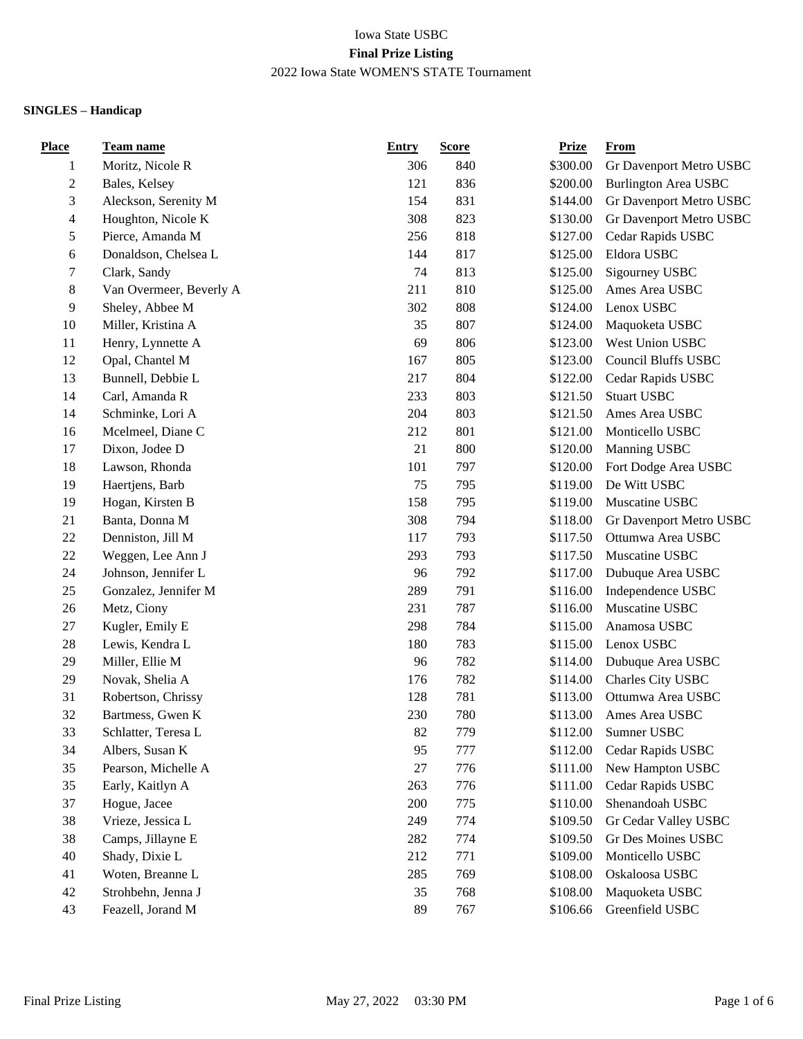Iowa State USBC

**Final Prize Listing**

2022 Iowa State WOMEN'S STATE Tournament

**SINGLES – Handicap**

| Place | Team name | Entry | Score | Prize | From |
|---|---|---|---|---|---|
| 1 | Moritz, Nicole R | 306 | 840 | $300.00 | Gr Davenport Metro USBC |
| 2 | Bales, Kelsey | 121 | 836 | $200.00 | Burlington Area USBC |
| 3 | Aleckson, Serenity M | 154 | 831 | $144.00 | Gr Davenport Metro USBC |
| 4 | Houghton, Nicole K | 308 | 823 | $130.00 | Gr Davenport Metro USBC |
| 5 | Pierce, Amanda M | 256 | 818 | $127.00 | Cedar Rapids USBC |
| 6 | Donaldson, Chelsea L | 144 | 817 | $125.00 | Eldora USBC |
| 7 | Clark, Sandy | 74 | 813 | $125.00 | Sigourney USBC |
| 8 | Van Overmeer, Beverly A | 211 | 810 | $125.00 | Ames Area USBC |
| 9 | Sheley, Abbee M | 302 | 808 | $124.00 | Lenox USBC |
| 10 | Miller, Kristina A | 35 | 807 | $124.00 | Maquoketa USBC |
| 11 | Henry, Lynnette A | 69 | 806 | $123.00 | West Union USBC |
| 12 | Opal, Chantel M | 167 | 805 | $123.00 | Council Bluffs USBC |
| 13 | Bunnell, Debbie L | 217 | 804 | $122.00 | Cedar Rapids USBC |
| 14 | Carl, Amanda R | 233 | 803 | $121.50 | Stuart USBC |
| 14 | Schminke, Lori A | 204 | 803 | $121.50 | Ames Area USBC |
| 16 | Mcelmeel, Diane C | 212 | 801 | $121.00 | Monticello USBC |
| 17 | Dixon, Jodee D | 21 | 800 | $120.00 | Manning USBC |
| 18 | Lawson, Rhonda | 101 | 797 | $120.00 | Fort Dodge Area USBC |
| 19 | Haertjens, Barb | 75 | 795 | $119.00 | De Witt USBC |
| 19 | Hogan, Kirsten B | 158 | 795 | $119.00 | Muscatine USBC |
| 21 | Banta, Donna M | 308 | 794 | $118.00 | Gr Davenport Metro USBC |
| 22 | Denniston, Jill M | 117 | 793 | $117.50 | Ottumwa Area USBC |
| 22 | Weggen, Lee Ann J | 293 | 793 | $117.50 | Muscatine USBC |
| 24 | Johnson, Jennifer L | 96 | 792 | $117.00 | Dubuque Area USBC |
| 25 | Gonzalez, Jennifer M | 289 | 791 | $116.00 | Independence USBC |
| 26 | Metz, Ciony | 231 | 787 | $116.00 | Muscatine USBC |
| 27 | Kugler, Emily E | 298 | 784 | $115.00 | Anamosa USBC |
| 28 | Lewis, Kendra L | 180 | 783 | $115.00 | Lenox USBC |
| 29 | Miller, Ellie M | 96 | 782 | $114.00 | Dubuque Area USBC |
| 29 | Novak, Shelia A | 176 | 782 | $114.00 | Charles City USBC |
| 31 | Robertson, Chrissy | 128 | 781 | $113.00 | Ottumwa Area USBC |
| 32 | Bartmess, Gwen K | 230 | 780 | $113.00 | Ames Area USBC |
| 33 | Schlatter, Teresa L | 82 | 779 | $112.00 | Sumner USBC |
| 34 | Albers, Susan K | 95 | 777 | $112.00 | Cedar Rapids USBC |
| 35 | Pearson, Michelle A | 27 | 776 | $111.00 | New Hampton USBC |
| 35 | Early, Kaitlyn A | 263 | 776 | $111.00 | Cedar Rapids USBC |
| 37 | Hogue, Jacee | 200 | 775 | $110.00 | Shenandoah USBC |
| 38 | Vrieze, Jessica L | 249 | 774 | $109.50 | Gr Cedar Valley USBC |
| 38 | Camps, Jillayne E | 282 | 774 | $109.50 | Gr Des Moines USBC |
| 40 | Shady, Dixie L | 212 | 771 | $109.00 | Monticello USBC |
| 41 | Woten, Breanne L | 285 | 769 | $108.00 | Oskaloosa USBC |
| 42 | Strohbehn, Jenna J | 35 | 768 | $108.00 | Maquoketa USBC |
| 43 | Feazell, Jorand M | 89 | 767 | $106.66 | Greenfield USBC |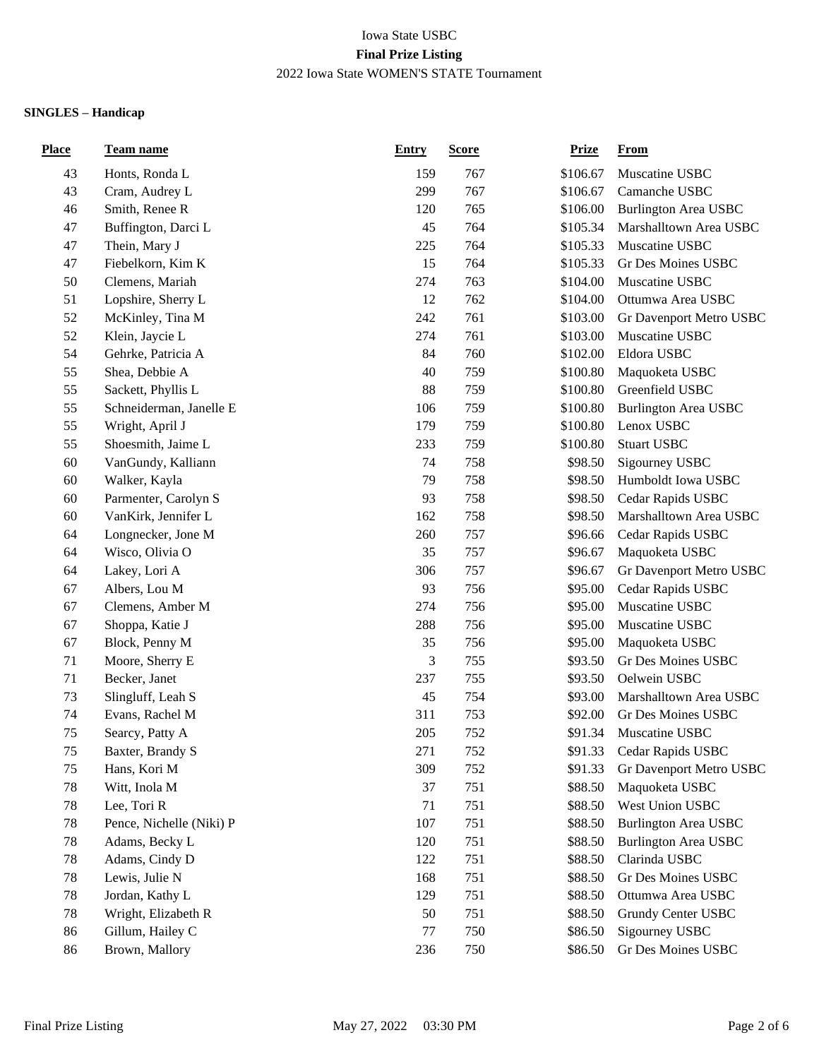Iowa State USBC

**Final Prize Listing**

2022 Iowa State WOMEN'S STATE Tournament

**SINGLES – Handicap**

| Place | Team name | Entry | Score | Prize | From |
|---|---|---|---|---|---|
| 43 | Honts, Ronda L | 159 | 767 | $106.67 | Muscatine USBC |
| 43 | Cram, Audrey L | 299 | 767 | $106.67 | Camanche USBC |
| 46 | Smith, Renee R | 120 | 765 | $106.00 | Burlington Area USBC |
| 47 | Buffington, Darci L | 45 | 764 | $105.34 | Marshalltown Area USBC |
| 47 | Thein, Mary J | 225 | 764 | $105.33 | Muscatine USBC |
| 47 | Fiebelkorn, Kim K | 15 | 764 | $105.33 | Gr Des Moines USBC |
| 50 | Clemens, Mariah | 274 | 763 | $104.00 | Muscatine USBC |
| 51 | Lopshire, Sherry L | 12 | 762 | $104.00 | Ottumwa Area USBC |
| 52 | McKinley, Tina M | 242 | 761 | $103.00 | Gr Davenport Metro USBC |
| 52 | Klein, Jaycie L | 274 | 761 | $103.00 | Muscatine USBC |
| 54 | Gehrke, Patricia A | 84 | 760 | $102.00 | Eldora USBC |
| 55 | Shea, Debbie A | 40 | 759 | $100.80 | Maquoketa USBC |
| 55 | Sackett, Phyllis L | 88 | 759 | $100.80 | Greenfield USBC |
| 55 | Schneiderman, Janelle E | 106 | 759 | $100.80 | Burlington Area USBC |
| 55 | Wright, April J | 179 | 759 | $100.80 | Lenox USBC |
| 55 | Shoesmith, Jaime L | 233 | 759 | $100.80 | Stuart USBC |
| 60 | VanGundy, Kalliann | 74 | 758 | $98.50 | Sigourney USBC |
| 60 | Walker, Kayla | 79 | 758 | $98.50 | Humboldt Iowa USBC |
| 60 | Parmenter, Carolyn S | 93 | 758 | $98.50 | Cedar Rapids USBC |
| 60 | VanKirk, Jennifer L | 162 | 758 | $98.50 | Marshalltown Area USBC |
| 64 | Longnecker, Jone M | 260 | 757 | $96.66 | Cedar Rapids USBC |
| 64 | Wisco, Olivia O | 35 | 757 | $96.67 | Maquoketa USBC |
| 64 | Lakey, Lori A | 306 | 757 | $96.67 | Gr Davenport Metro USBC |
| 67 | Albers, Lou M | 93 | 756 | $95.00 | Cedar Rapids USBC |
| 67 | Clemens, Amber M | 274 | 756 | $95.00 | Muscatine USBC |
| 67 | Shoppa, Katie J | 288 | 756 | $95.00 | Muscatine USBC |
| 67 | Block, Penny M | 35 | 756 | $95.00 | Maquoketa USBC |
| 71 | Moore, Sherry E | 3 | 755 | $93.50 | Gr Des Moines USBC |
| 71 | Becker, Janet | 237 | 755 | $93.50 | Oelwein USBC |
| 73 | Slingluff, Leah S | 45 | 754 | $93.00 | Marshalltown Area USBC |
| 74 | Evans, Rachel M | 311 | 753 | $92.00 | Gr Des Moines USBC |
| 75 | Searcy, Patty A | 205 | 752 | $91.34 | Muscatine USBC |
| 75 | Baxter, Brandy S | 271 | 752 | $91.33 | Cedar Rapids USBC |
| 75 | Hans, Kori M | 309 | 752 | $91.33 | Gr Davenport Metro USBC |
| 78 | Witt, Inola M | 37 | 751 | $88.50 | Maquoketa USBC |
| 78 | Lee, Tori R | 71 | 751 | $88.50 | West Union USBC |
| 78 | Pence, Nichelle (Niki) P | 107 | 751 | $88.50 | Burlington Area USBC |
| 78 | Adams, Becky L | 120 | 751 | $88.50 | Burlington Area USBC |
| 78 | Adams, Cindy D | 122 | 751 | $88.50 | Clarinda USBC |
| 78 | Lewis, Julie N | 168 | 751 | $88.50 | Gr Des Moines USBC |
| 78 | Jordan, Kathy L | 129 | 751 | $88.50 | Ottumwa Area USBC |
| 78 | Wright, Elizabeth R | 50 | 751 | $88.50 | Grundy Center USBC |
| 86 | Gillum, Hailey C | 77 | 750 | $86.50 | Sigourney USBC |
| 86 | Brown, Mallory | 236 | 750 | $86.50 | Gr Des Moines USBC |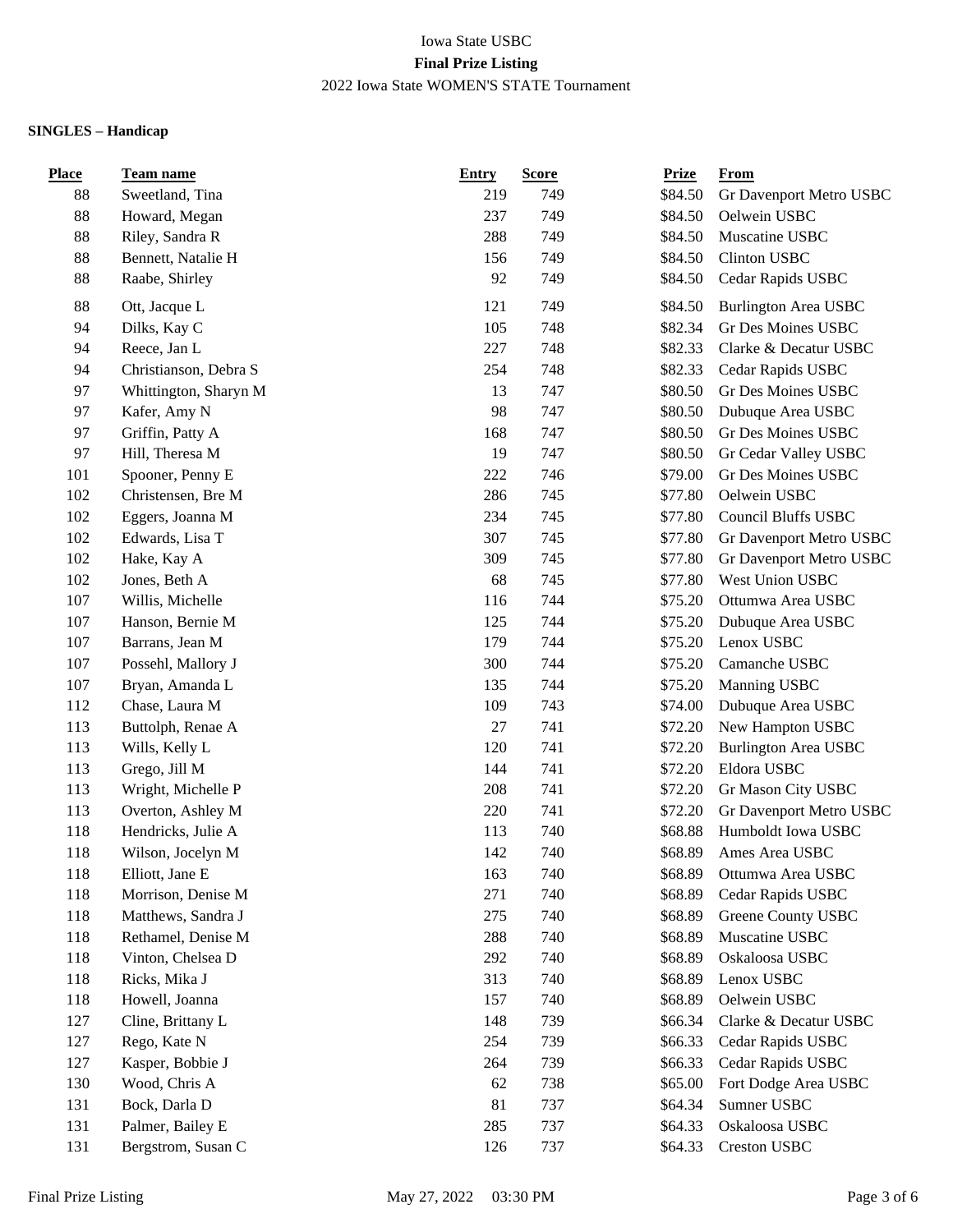Iowa State USBC

**Final Prize Listing**

2022 Iowa State WOMEN'S STATE Tournament

**SINGLES – Handicap**

| Place | Team name | Entry | Score | Prize | From |
|---|---|---|---|---|---|
| 88 | Sweetland, Tina | 219 | 749 | $84.50 | Gr Davenport Metro USBC |
| 88 | Howard, Megan | 237 | 749 | $84.50 | Oelwein USBC |
| 88 | Riley, Sandra R | 288 | 749 | $84.50 | Muscatine USBC |
| 88 | Bennett, Natalie H | 156 | 749 | $84.50 | Clinton USBC |
| 88 | Raabe, Shirley | 92 | 749 | $84.50 | Cedar Rapids USBC |
| 88 | Ott, Jacque L | 121 | 749 | $84.50 | Burlington Area USBC |
| 94 | Dilks, Kay C | 105 | 748 | $82.34 | Gr Des Moines USBC |
| 94 | Reece, Jan L | 227 | 748 | $82.33 | Clarke & Decatur USBC |
| 94 | Christianson, Debra S | 254 | 748 | $82.33 | Cedar Rapids USBC |
| 97 | Whittington, Sharyn M | 13 | 747 | $80.50 | Gr Des Moines USBC |
| 97 | Kafer, Amy N | 98 | 747 | $80.50 | Dubuque Area USBC |
| 97 | Griffin, Patty A | 168 | 747 | $80.50 | Gr Des Moines USBC |
| 97 | Hill, Theresa M | 19 | 747 | $80.50 | Gr Cedar Valley USBC |
| 101 | Spooner, Penny E | 222 | 746 | $79.00 | Gr Des Moines USBC |
| 102 | Christensen, Bre M | 286 | 745 | $77.80 | Oelwein USBC |
| 102 | Eggers, Joanna M | 234 | 745 | $77.80 | Council Bluffs USBC |
| 102 | Edwards, Lisa T | 307 | 745 | $77.80 | Gr Davenport Metro USBC |
| 102 | Hake, Kay A | 309 | 745 | $77.80 | Gr Davenport Metro USBC |
| 102 | Jones, Beth A | 68 | 745 | $77.80 | West Union USBC |
| 107 | Willis, Michelle | 116 | 744 | $75.20 | Ottumwa Area USBC |
| 107 | Hanson, Bernie M | 125 | 744 | $75.20 | Dubuque Area USBC |
| 107 | Barrans, Jean M | 179 | 744 | $75.20 | Lenox USBC |
| 107 | Possehl, Mallory J | 300 | 744 | $75.20 | Camanche USBC |
| 107 | Bryan, Amanda L | 135 | 744 | $75.20 | Manning USBC |
| 112 | Chase, Laura M | 109 | 743 | $74.00 | Dubuque Area USBC |
| 113 | Buttolph, Renae A | 27 | 741 | $72.20 | New Hampton USBC |
| 113 | Wills, Kelly L | 120 | 741 | $72.20 | Burlington Area USBC |
| 113 | Grego, Jill M | 144 | 741 | $72.20 | Eldora USBC |
| 113 | Wright, Michelle P | 208 | 741 | $72.20 | Gr Mason City USBC |
| 113 | Overton, Ashley M | 220 | 741 | $72.20 | Gr Davenport Metro USBC |
| 118 | Hendricks, Julie A | 113 | 740 | $68.88 | Humboldt Iowa USBC |
| 118 | Wilson, Jocelyn M | 142 | 740 | $68.89 | Ames Area USBC |
| 118 | Elliott, Jane E | 163 | 740 | $68.89 | Ottumwa Area USBC |
| 118 | Morrison, Denise M | 271 | 740 | $68.89 | Cedar Rapids USBC |
| 118 | Matthews, Sandra J | 275 | 740 | $68.89 | Greene County USBC |
| 118 | Rethamel, Denise M | 288 | 740 | $68.89 | Muscatine USBC |
| 118 | Vinton, Chelsea D | 292 | 740 | $68.89 | Oskaloosa USBC |
| 118 | Ricks, Mika J | 313 | 740 | $68.89 | Lenox USBC |
| 118 | Howell, Joanna | 157 | 740 | $68.89 | Oelwein USBC |
| 127 | Cline, Brittany L | 148 | 739 | $66.34 | Clarke & Decatur USBC |
| 127 | Rego, Kate N | 254 | 739 | $66.33 | Cedar Rapids USBC |
| 127 | Kasper, Bobbie J | 264 | 739 | $66.33 | Cedar Rapids USBC |
| 130 | Wood, Chris A | 62 | 738 | $65.00 | Fort Dodge Area USBC |
| 131 | Bock, Darla D | 81 | 737 | $64.34 | Sumner USBC |
| 131 | Palmer, Bailey E | 285 | 737 | $64.33 | Oskaloosa USBC |
| 131 | Bergstrom, Susan C | 126 | 737 | $64.33 | Creston USBC |

Final Prize Listing May 27, 2022 03:30 PM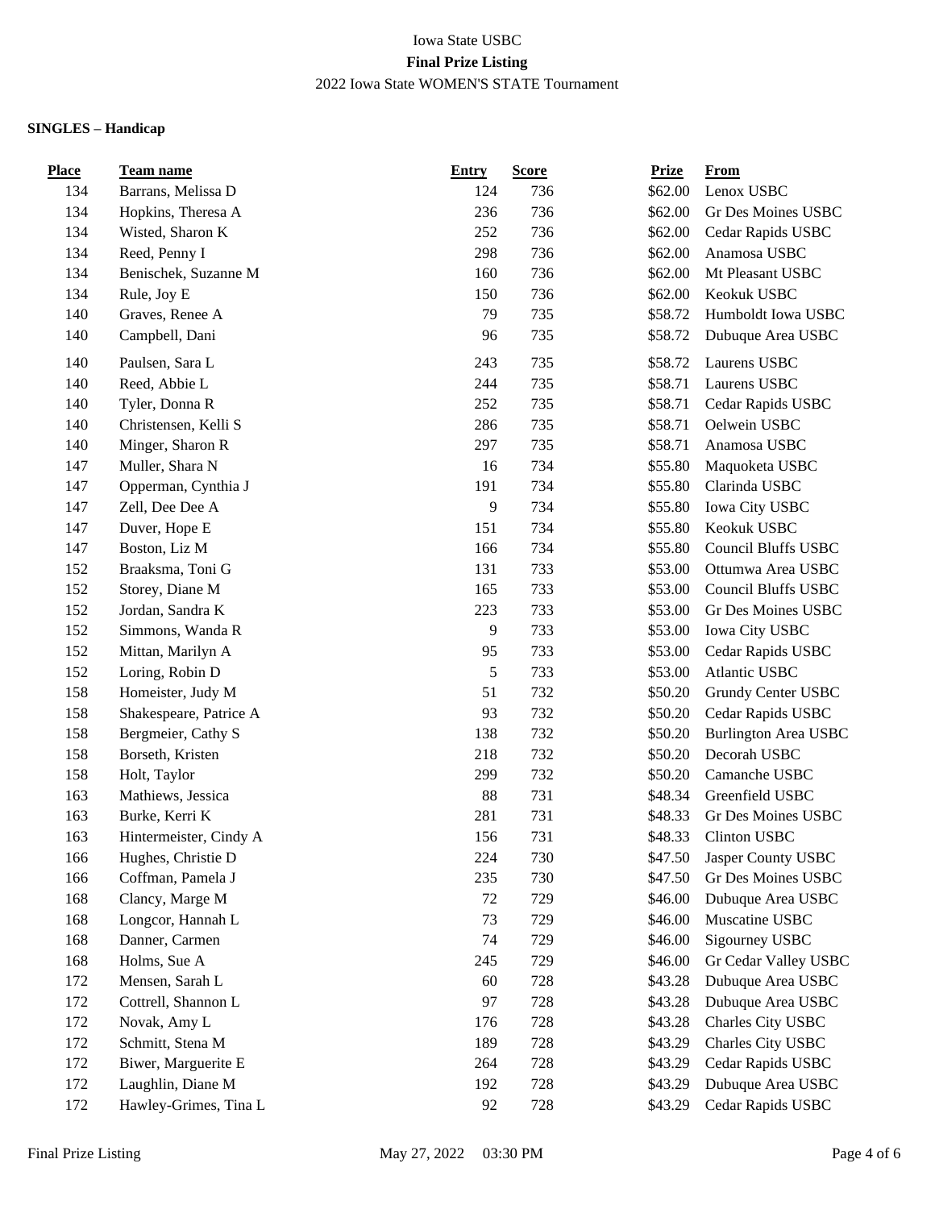Iowa State USBC

**Final Prize Listing**

2022 Iowa State WOMEN'S STATE Tournament

**SINGLES – Handicap**

| Place | Team name | Entry | Score | Prize | From |
|---|---|---|---|---|---|
| 134 | Barrans, Melissa D | 124 | 736 | $62.00 | Lenox USBC |
| 134 | Hopkins, Theresa A | 236 | 736 | $62.00 | Gr Des Moines USBC |
| 134 | Wisted, Sharon K | 252 | 736 | $62.00 | Cedar Rapids USBC |
| 134 | Reed, Penny I | 298 | 736 | $62.00 | Anamosa USBC |
| 134 | Benischek, Suzanne M | 160 | 736 | $62.00 | Mt Pleasant USBC |
| 134 | Rule, Joy E | 150 | 736 | $62.00 | Keokuk USBC |
| 140 | Graves, Renee A | 79 | 735 | $58.72 | Humboldt Iowa USBC |
| 140 | Campbell, Dani | 96 | 735 | $58.72 | Dubuque Area USBC |
| 140 | Paulsen, Sara L | 243 | 735 | $58.72 | Laurens USBC |
| 140 | Reed, Abbie L | 244 | 735 | $58.71 | Laurens USBC |
| 140 | Tyler, Donna R | 252 | 735 | $58.71 | Cedar Rapids USBC |
| 140 | Christensen, Kelli S | 286 | 735 | $58.71 | Oelwein USBC |
| 140 | Minger, Sharon R | 297 | 735 | $58.71 | Anamosa USBC |
| 147 | Muller, Shara N | 16 | 734 | $55.80 | Maquoketa USBC |
| 147 | Opperman, Cynthia J | 191 | 734 | $55.80 | Clarinda USBC |
| 147 | Zell, Dee Dee A | 9 | 734 | $55.80 | Iowa City USBC |
| 147 | Duver, Hope E | 151 | 734 | $55.80 | Keokuk USBC |
| 147 | Boston, Liz M | 166 | 734 | $55.80 | Council Bluffs USBC |
| 152 | Braaksma, Toni G | 131 | 733 | $53.00 | Ottumwa Area USBC |
| 152 | Storey, Diane M | 165 | 733 | $53.00 | Council Bluffs USBC |
| 152 | Jordan, Sandra K | 223 | 733 | $53.00 | Gr Des Moines USBC |
| 152 | Simmons, Wanda R | 9 | 733 | $53.00 | Iowa City USBC |
| 152 | Mittan, Marilyn A | 95 | 733 | $53.00 | Cedar Rapids USBC |
| 152 | Loring, Robin D | 5 | 733 | $53.00 | Atlantic USBC |
| 158 | Homeister, Judy M | 51 | 732 | $50.20 | Grundy Center USBC |
| 158 | Shakespeare, Patrice A | 93 | 732 | $50.20 | Cedar Rapids USBC |
| 158 | Bergmeier, Cathy S | 138 | 732 | $50.20 | Burlington Area USBC |
| 158 | Borseth, Kristen | 218 | 732 | $50.20 | Decorah USBC |
| 158 | Holt, Taylor | 299 | 732 | $50.20 | Camanche USBC |
| 163 | Mathiews, Jessica | 88 | 731 | $48.34 | Greenfield USBC |
| 163 | Burke, Kerri K | 281 | 731 | $48.33 | Gr Des Moines USBC |
| 163 | Hintermeister, Cindy A | 156 | 731 | $48.33 | Clinton USBC |
| 166 | Hughes, Christie D | 224 | 730 | $47.50 | Jasper County USBC |
| 166 | Coffman, Pamela J | 235 | 730 | $47.50 | Gr Des Moines USBC |
| 168 | Clancy, Marge M | 72 | 729 | $46.00 | Dubuque Area USBC |
| 168 | Longcor, Hannah L | 73 | 729 | $46.00 | Muscatine USBC |
| 168 | Danner, Carmen | 74 | 729 | $46.00 | Sigourney USBC |
| 168 | Holms, Sue A | 245 | 729 | $46.00 | Gr Cedar Valley USBC |
| 172 | Mensen, Sarah L | 60 | 728 | $43.28 | Dubuque Area USBC |
| 172 | Cottrell, Shannon L | 97 | 728 | $43.28 | Dubuque Area USBC |
| 172 | Novak, Amy L | 176 | 728 | $43.28 | Charles City USBC |
| 172 | Schmitt, Stena M | 189 | 728 | $43.29 | Charles City USBC |
| 172 | Biwer, Marguerite E | 264 | 728 | $43.29 | Cedar Rapids USBC |
| 172 | Laughlin, Diane M | 192 | 728 | $43.29 | Dubuque Area USBC |
| 172 | Hawley-Grimes, Tina L | 92 | 728 | $43.29 | Cedar Rapids USBC |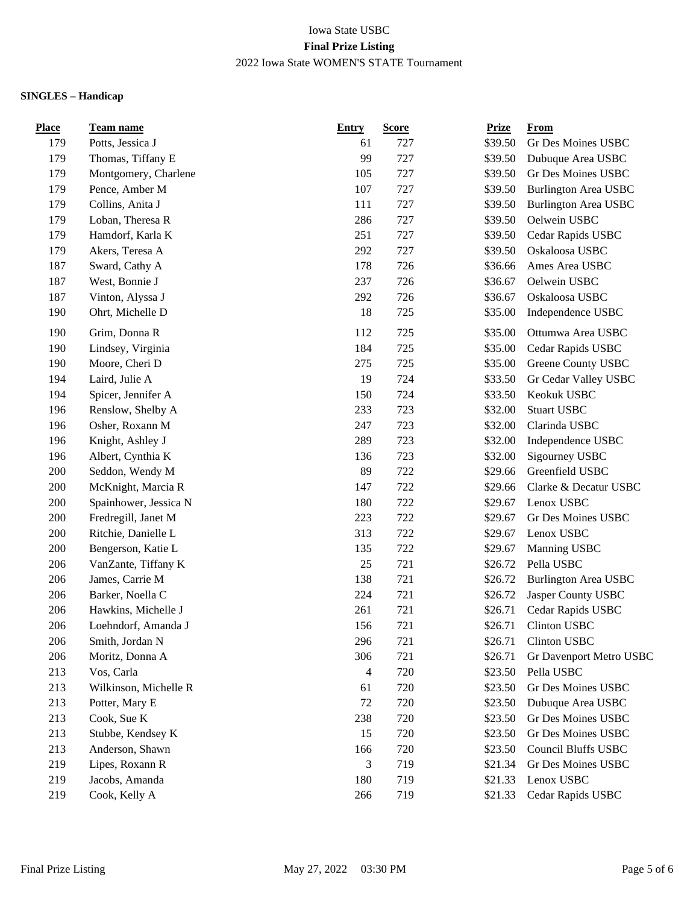Iowa State USBC

**Final Prize Listing**

2022 Iowa State WOMEN'S STATE Tournament

**SINGLES – Handicap**

| Place | Team name | Entry | Score | Prize | From |
|---|---|---|---|---|---|
| 179 | Potts, Jessica J | 61 | 727 | $39.50 | Gr Des Moines USBC |
| 179 | Thomas, Tiffany E | 99 | 727 | $39.50 | Dubuque Area USBC |
| 179 | Montgomery, Charlene | 105 | 727 | $39.50 | Gr Des Moines USBC |
| 179 | Pence, Amber M | 107 | 727 | $39.50 | Burlington Area USBC |
| 179 | Collins, Anita J | 111 | 727 | $39.50 | Burlington Area USBC |
| 179 | Loban, Theresa R | 286 | 727 | $39.50 | Oelwein USBC |
| 179 | Hamdorf, Karla K | 251 | 727 | $39.50 | Cedar Rapids USBC |
| 179 | Akers, Teresa A | 292 | 727 | $39.50 | Oskaloosa USBC |
| 187 | Sward, Cathy A | 178 | 726 | $36.66 | Ames Area USBC |
| 187 | West, Bonnie J | 237 | 726 | $36.67 | Oelwein USBC |
| 187 | Vinton, Alyssa J | 292 | 726 | $36.67 | Oskaloosa USBC |
| 190 | Ohrt, Michelle D | 18 | 725 | $35.00 | Independence USBC |
| 190 | Grim, Donna R | 112 | 725 | $35.00 | Ottumwa Area USBC |
| 190 | Lindsey, Virginia | 184 | 725 | $35.00 | Cedar Rapids USBC |
| 190 | Moore, Cheri D | 275 | 725 | $35.00 | Greene County USBC |
| 194 | Laird, Julie A | 19 | 724 | $33.50 | Gr Cedar Valley USBC |
| 194 | Spicer, Jennifer A | 150 | 724 | $33.50 | Keokuk USBC |
| 196 | Renslow, Shelby A | 233 | 723 | $32.00 | Stuart USBC |
| 196 | Osher, Roxann M | 247 | 723 | $32.00 | Clarinda USBC |
| 196 | Knight, Ashley J | 289 | 723 | $32.00 | Independence USBC |
| 196 | Albert, Cynthia K | 136 | 723 | $32.00 | Sigourney USBC |
| 200 | Seddon, Wendy M | 89 | 722 | $29.66 | Greenfield USBC |
| 200 | McKnight, Marcia R | 147 | 722 | $29.66 | Clarke & Decatur USBC |
| 200 | Spainhower, Jessica N | 180 | 722 | $29.67 | Lenox USBC |
| 200 | Fredregill, Janet M | 223 | 722 | $29.67 | Gr Des Moines USBC |
| 200 | Ritchie, Danielle L | 313 | 722 | $29.67 | Lenox USBC |
| 200 | Bengerson, Katie L | 135 | 722 | $29.67 | Manning USBC |
| 206 | VanZante, Tiffany K | 25 | 721 | $26.72 | Pella USBC |
| 206 | James, Carrie M | 138 | 721 | $26.72 | Burlington Area USBC |
| 206 | Barker, Noella C | 224 | 721 | $26.72 | Jasper County USBC |
| 206 | Hawkins, Michelle J | 261 | 721 | $26.71 | Cedar Rapids USBC |
| 206 | Loehndorf, Amanda J | 156 | 721 | $26.71 | Clinton USBC |
| 206 | Smith, Jordan N | 296 | 721 | $26.71 | Clinton USBC |
| 206 | Moritz, Donna A | 306 | 721 | $26.71 | Gr Davenport Metro USBC |
| 213 | Vos, Carla | 4 | 720 | $23.50 | Pella USBC |
| 213 | Wilkinson, Michelle R | 61 | 720 | $23.50 | Gr Des Moines USBC |
| 213 | Potter, Mary E | 72 | 720 | $23.50 | Dubuque Area USBC |
| 213 | Cook, Sue K | 238 | 720 | $23.50 | Gr Des Moines USBC |
| 213 | Stubbe, Kendsey K | 15 | 720 | $23.50 | Gr Des Moines USBC |
| 213 | Anderson, Shawn | 166 | 720 | $23.50 | Council Bluffs USBC |
| 219 | Lipes, Roxann R | 3 | 719 | $21.34 | Gr Des Moines USBC |
| 219 | Jacobs, Amanda | 180 | 719 | $21.33 | Lenox USBC |
| 219 | Cook, Kelly A | 266 | 719 | $21.33 | Cedar Rapids USBC |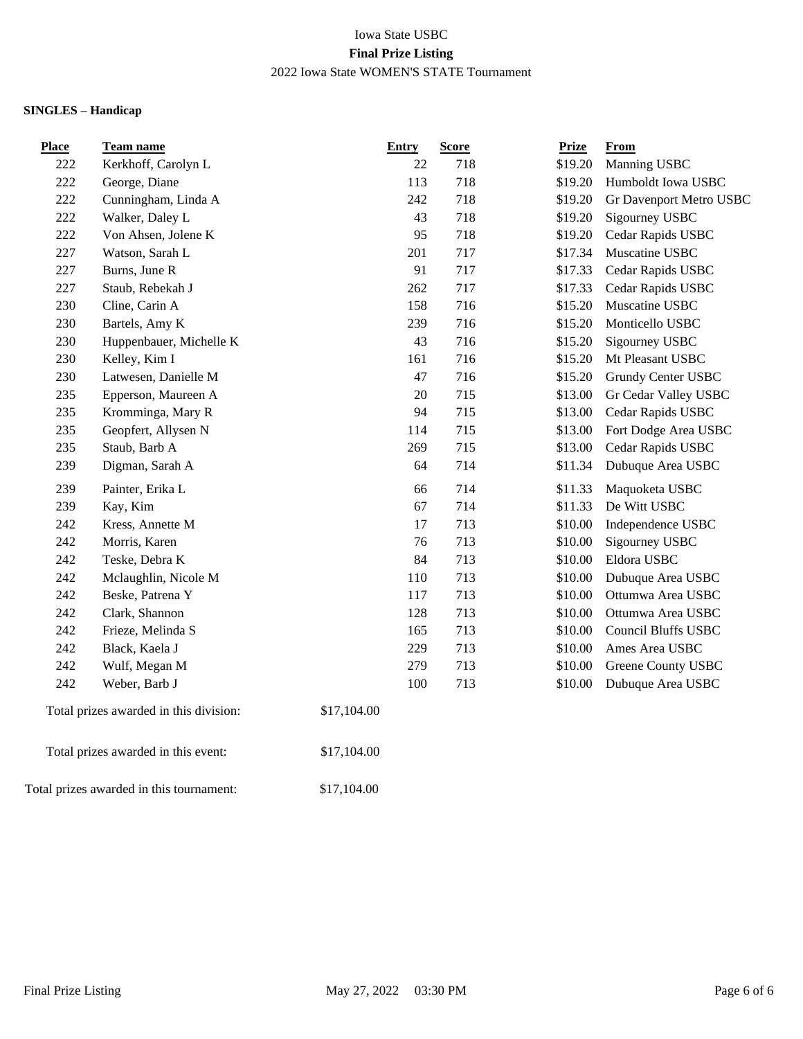Iowa State USBC

**Final Prize Listing**

2022 Iowa State WOMEN'S STATE Tournament

**SINGLES – Handicap**

| Place | Team name | Entry | Score | Prize | From |
|---|---|---|---|---|---|
| 222 | Kerkhoff, Carolyn L | 22 | 718 | $19.20 | Manning USBC |
| 222 | George, Diane | 113 | 718 | $19.20 | Humboldt Iowa USBC |
| 222 | Cunningham, Linda A | 242 | 718 | $19.20 | Gr Davenport Metro USBC |
| 222 | Walker, Daley L | 43 | 718 | $19.20 | Sigourney USBC |
| 222 | Von Ahsen, Jolene K | 95 | 718 | $19.20 | Cedar Rapids USBC |
| 227 | Watson, Sarah L | 201 | 717 | $17.34 | Muscatine USBC |
| 227 | Burns, June R | 91 | 717 | $17.33 | Cedar Rapids USBC |
| 227 | Staub, Rebekah J | 262 | 717 | $17.33 | Cedar Rapids USBC |
| 230 | Cline, Carin A | 158 | 716 | $15.20 | Muscatine USBC |
| 230 | Bartels, Amy K | 239 | 716 | $15.20 | Monticello USBC |
| 230 | Huppenbauer, Michelle K | 43 | 716 | $15.20 | Sigourney USBC |
| 230 | Kelley, Kim I | 161 | 716 | $15.20 | Mt Pleasant USBC |
| 230 | Latwesen, Danielle M | 47 | 716 | $15.20 | Grundy Center USBC |
| 235 | Epperson, Maureen A | 20 | 715 | $13.00 | Gr Cedar Valley USBC |
| 235 | Kromminga, Mary R | 94 | 715 | $13.00 | Cedar Rapids USBC |
| 235 | Geopfert, Allysen N | 114 | 715 | $13.00 | Fort Dodge Area USBC |
| 235 | Staub, Barb A | 269 | 715 | $13.00 | Cedar Rapids USBC |
| 239 | Digman, Sarah A | 64 | 714 | $11.34 | Dubuque Area USBC |
| 239 | Painter, Erika L | 66 | 714 | $11.33 | Maquoketa USBC |
| 239 | Kay, Kim | 67 | 714 | $11.33 | De Witt USBC |
| 242 | Kress, Annette M | 17 | 713 | $10.00 | Independence USBC |
| 242 | Morris, Karen | 76 | 713 | $10.00 | Sigourney USBC |
| 242 | Teske, Debra K | 84 | 713 | $10.00 | Eldora USBC |
| 242 | Mclaughlin, Nicole M | 110 | 713 | $10.00 | Dubuque Area USBC |
| 242 | Beske, Patrena Y | 117 | 713 | $10.00 | Ottumwa Area USBC |
| 242 | Clark, Shannon | 128 | 713 | $10.00 | Ottumwa Area USBC |
| 242 | Frieze, Melinda S | 165 | 713 | $10.00 | Council Bluffs USBC |
| 242 | Black, Kaela J | 229 | 713 | $10.00 | Ames Area USBC |
| 242 | Wulf, Megan M | 279 | 713 | $10.00 | Greene County USBC |
| 242 | Weber, Barb J | 100 | 713 | $10.00 | Dubuque Area USBC |

Total prizes awarded in this division: $17,104.00

Total prizes awarded in this event: $17,104.00

Total prizes awarded in this tournament: $17,104.00